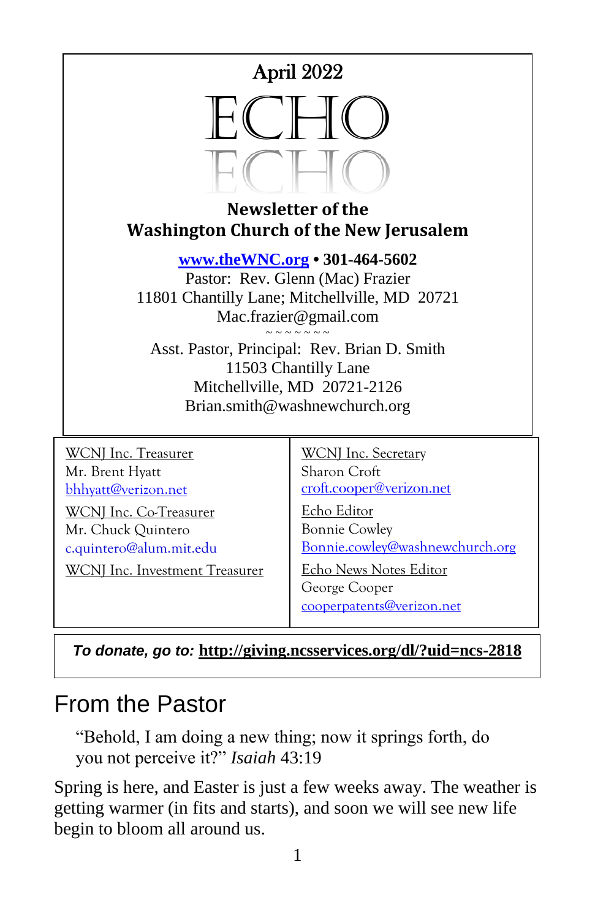April 2022

# ECHO

**Newsletter of the**
**Washington Church of the New Jerusalem**

**[www.theWNC.org](http://www.theWNC.org) • 301-464-5602**
Pastor: Rev. Glenn (Mac) Frazier
11801 Chantilly Lane; Mitchellville, MD 20721
Mac.frazier@gmail.com

~ ~ ~ ~ ~ ~ ~ ~

Asst. Pastor, Principal: Rev. Brian D. Smith
11503 Chantilly Lane
Mitchellville, MD 20721-2126
Brian.smith@washnewchurch.org

WCNJ Inc. Treasurer
Mr. Brent Hyatt
bhhyatt@verizon.net

WCNJ Inc. Co-Treasurer
Mr. Chuck Quintero
c.quintero@alum.mit.edu

WCNJ Inc. Investment Treasurer

WCNJ Inc. Secretary
Sharon Croft
croft.cooper@verizon.net

Echo Editor
Bonnie Cowley
Bonnie.cowley@washnewchurch.org

Echo News Notes Editor
George Cooper
cooperpatents@verizon.net

***To donate, go to:*** **http://giving.ncsservices.org/dl/?uid=ncs-2818**

## From the Pastor

> "Behold, I am doing a new thing; now it springs forth, do you not perceive it?" *Isaiah* 43:19

Spring is here, and Easter is just a few weeks away. The weather is getting warmer (in fits and starts), and soon we will see new life begin to bloom all around us.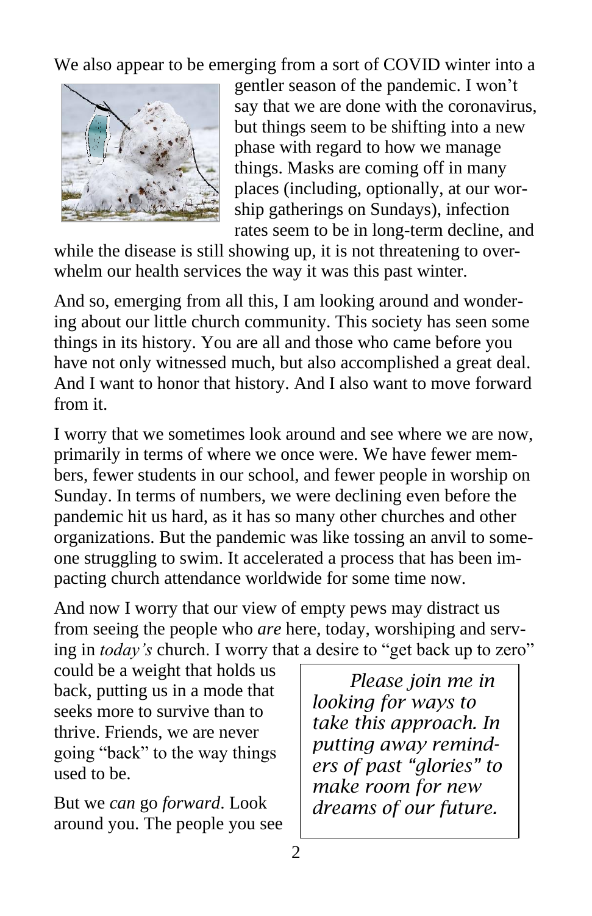We also appear to be emerging from a sort of COVID winter into a gentler season of the pandemic. I won't say that we are done with the coronavirus, but things seem to be shifting into a new phase with regard to how we manage things. Masks are coming off in many places (including, optionally, at our worship gatherings on Sundays), infection rates seem to be in long-term decline, and while the disease is still showing up, it is not threatening to overwhelm our health services the way it was this past winter.

And so, emerging from all this, I am looking around and wondering about our little church community. This society has seen some things in its history. You are all and those who came before you have not only witnessed much, but also accomplished a great deal. And I want to honor that history. And I also want to move forward from it.

I worry that we sometimes look around and see where we are now, primarily in terms of where we once were. We have fewer members, fewer students in our school, and fewer people in worship on Sunday. In terms of numbers, we were declining even before the pandemic hit us hard, as it has so many other churches and other organizations. But the pandemic was like tossing an anvil to someone struggling to swim. It accelerated a process that has been impacting church attendance worldwide for some time now.

And now I worry that our view of empty pews may distract us from seeing the people who *are* here, today, worshiping and serving in *today's* church. I worry that a desire to "get back up to zero" could be a weight that holds us back, putting us in a mode that seeks more to survive than to thrive. Friends, we are never going "back" to the way things used to be.

But we *can* go *forward*. Look around you. The people you see

> *Please join me in looking for ways to take this approach. In putting away reminders of past "glories" to make room for new dreams of our future.*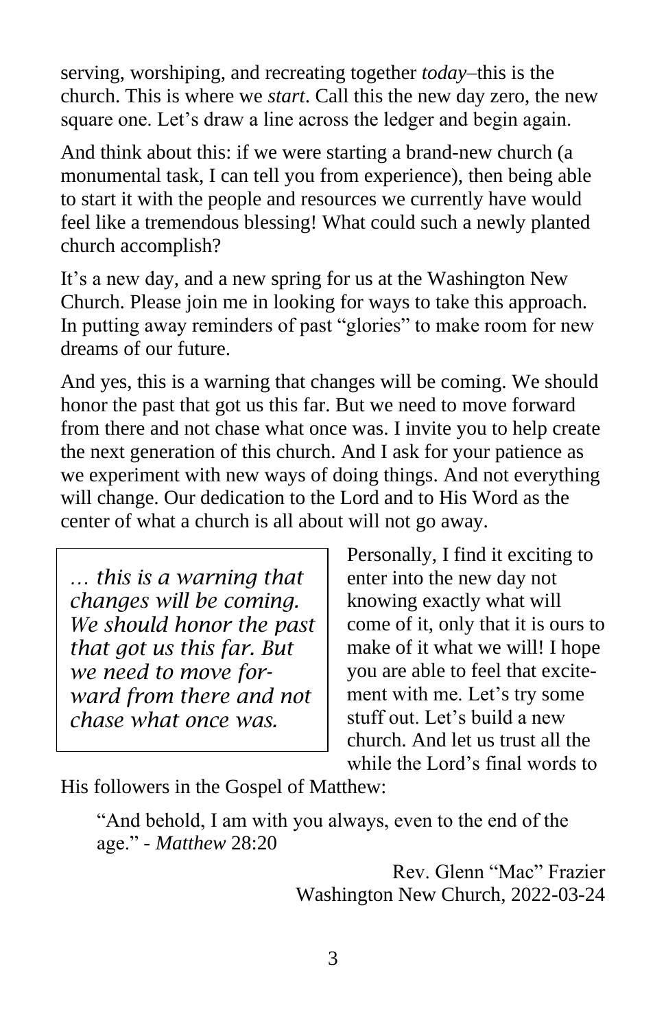serving, worshiping, and recreating together *today*–this is the church. This is where we *start*. Call this the new day zero, the new square one. Let's draw a line across the ledger and begin again.

And think about this: if we were starting a brand-new church (a monumental task, I can tell you from experience), then being able to start it with the people and resources we currently have would feel like a tremendous blessing! What could such a newly planted church accomplish?

It's a new day, and a new spring for us at the Washington New Church. Please join me in looking for ways to take this approach. In putting away reminders of past "glories" to make room for new dreams of our future.

And yes, this is a warning that changes will be coming. We should honor the past that got us this far. But we need to move forward from there and not chase what once was. I invite you to help create the next generation of this church. And I ask for your patience as we experiment with new ways of doing things. And not everything will change. Our dedication to the Lord and to His Word as the center of what a church is all about will not go away.

> *… this is a warning that changes will be coming. We should honor the past that got us this far. But we need to move forward from there and not chase what once was.*

Personally, I find it exciting to enter into the new day not knowing exactly what will come of it, only that it is ours to make of it what we will! I hope you are able to feel that excitement with me. Let's try some stuff out. Let's build a new church. And let us trust all the while the Lord's final words to His followers in the Gospel of Matthew:

> "And behold, I am with you always, even to the end of the age." - *Matthew* 28:20

Rev. Glenn "Mac" Frazier
Washington New Church, 2022-03-24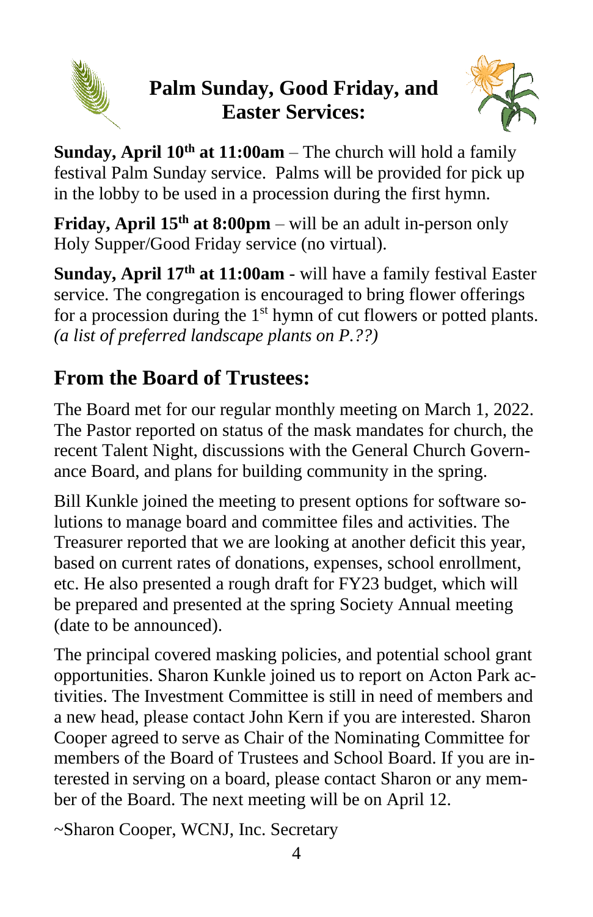## Palm Sunday, Good Friday, and Easter Services:

**Sunday, April 10th at 11:00am** – The church will hold a family festival Palm Sunday service. Palms will be provided for pick up in the lobby to be used in a procession during the first hymn.

**Friday, April 15th at 8:00pm** – will be an adult in-person only Holy Supper/Good Friday service (no virtual).

**Sunday, April 17th at 11:00am** - will have a family festival Easter service. The congregation is encouraged to bring flower offerings for a procession during the 1st hymn of cut flowers or potted plants. *(a list of preferred landscape plants on P.??)*

## From the Board of Trustees:

The Board met for our regular monthly meeting on March 1, 2022. The Pastor reported on status of the mask mandates for church, the recent Talent Night, discussions with the General Church Governance Board, and plans for building community in the spring.

Bill Kunkle joined the meeting to present options for software solutions to manage board and committee files and activities. The Treasurer reported that we are looking at another deficit this year, based on current rates of donations, expenses, school enrollment, etc. He also presented a rough draft for FY23 budget, which will be prepared and presented at the spring Society Annual meeting (date to be announced).

The principal covered masking policies, and potential school grant opportunities. Sharon Kunkle joined us to report on Acton Park activities. The Investment Committee is still in need of members and a new head, please contact John Kern if you are interested. Sharon Cooper agreed to serve as Chair of the Nominating Committee for members of the Board of Trustees and School Board. If you are interested in serving on a board, please contact Sharon or any member of the Board. The next meeting will be on April 12.

~Sharon Cooper, WCNJ, Inc. Secretary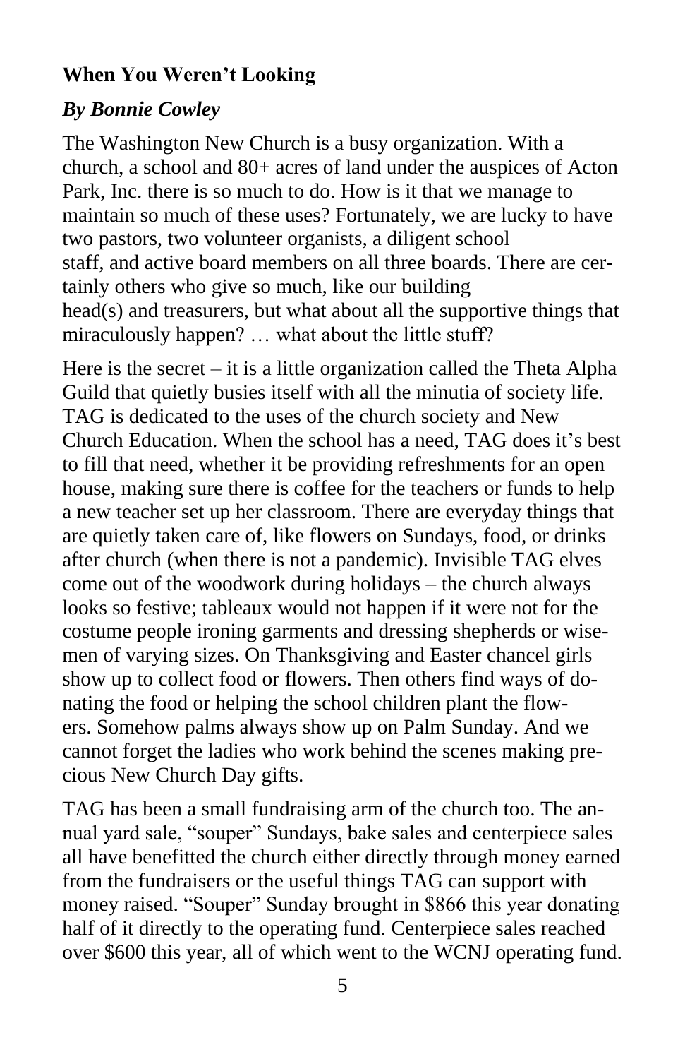**When You Weren't Looking**

***By Bonnie Cowley***

The Washington New Church is a busy organization. With a church, a school and 80+ acres of land under the auspices of Acton Park, Inc. there is so much to do. How is it that we manage to maintain so much of these uses? Fortunately, we are lucky to have two pastors, two volunteer organists, a diligent school staff, and active board members on all three boards. There are certainly others who give so much, like our building head(s) and treasurers, but what about all the supportive things that miraculously happen? … what about the little stuff?

Here is the secret – it is a little organization called the Theta Alpha Guild that quietly busies itself with all the minutia of society life. TAG is dedicated to the uses of the church society and New Church Education. When the school has a need, TAG does it's best to fill that need, whether it be providing refreshments for an open house, making sure there is coffee for the teachers or funds to help a new teacher set up her classroom. There are everyday things that are quietly taken care of, like flowers on Sundays, food, or drinks after church (when there is not a pandemic). Invisible TAG elves come out of the woodwork during holidays – the church always looks so festive; tableaux would not happen if it were not for the costume people ironing garments and dressing shepherds or wisemen of varying sizes. On Thanksgiving and Easter chancel girls show up to collect food or flowers. Then others find ways of donating the food or helping the school children plant the flowers. Somehow palms always show up on Palm Sunday. And we cannot forget the ladies who work behind the scenes making precious New Church Day gifts.

TAG has been a small fundraising arm of the church too. The annual yard sale, "souper" Sundays, bake sales and centerpiece sales all have benefitted the church either directly through money earned from the fundraisers or the useful things TAG can support with money raised. "Souper" Sunday brought in $866 this year donating half of it directly to the operating fund. Centerpiece sales reached over $600 this year, all of which went to the WCNJ operating fund.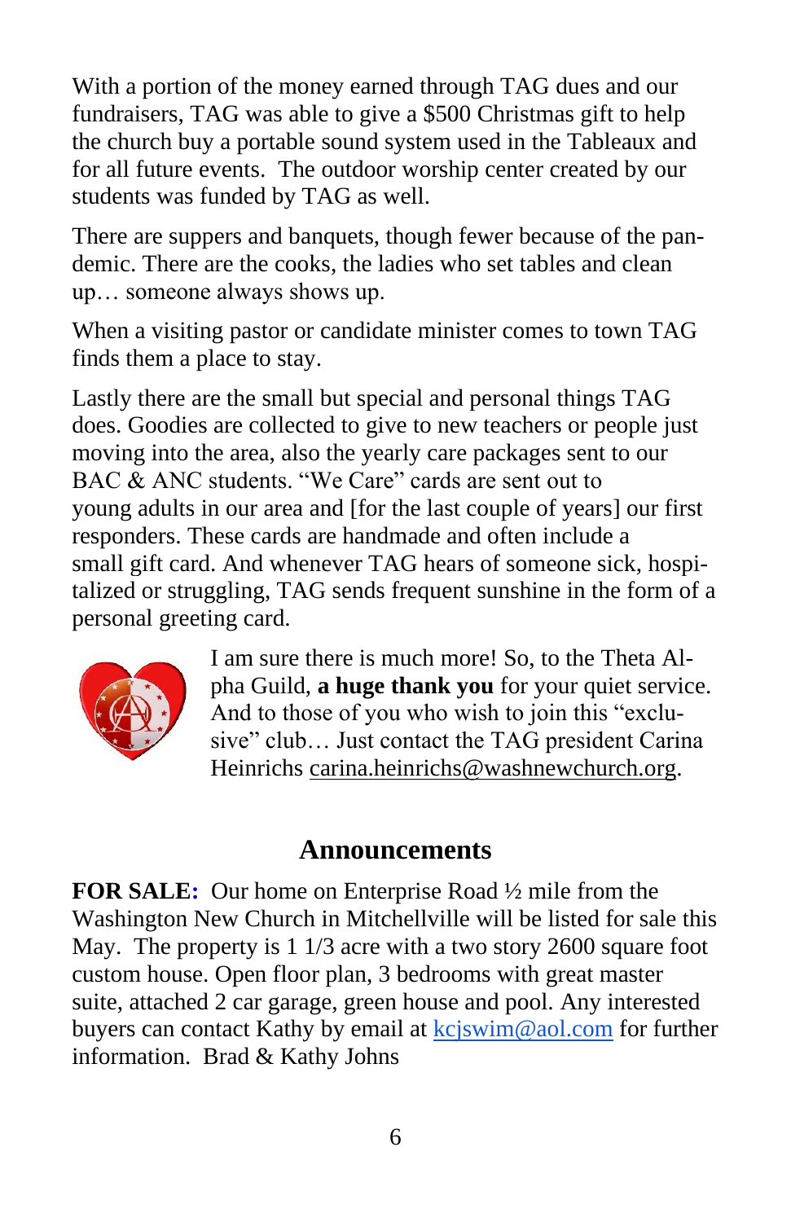With a portion of the money earned through TAG dues and our fundraisers, TAG was able to give a $500 Christmas gift to help the church buy a portable sound system used in the Tableaux and for all future events.  The outdoor worship center created by our students was funded by TAG as well.

There are suppers and banquets, though fewer because of the pandemic. There are the cooks, the ladies who set tables and clean up… someone always shows up.

When a visiting pastor or candidate minister comes to town TAG finds them a place to stay.

Lastly there are the small but special and personal things TAG does. Goodies are collected to give to new teachers or people just moving into the area, also the yearly care packages sent to our BAC & ANC students. “We Care” cards are sent out to young adults in our area and [for the last couple of years] our first responders. These cards are handmade and often include a small gift card. And whenever TAG hears of someone sick, hospitalized or struggling, TAG sends frequent sunshine in the form of a personal greeting card.

I am sure there is much more! So, to the Theta Alpha Guild, **a huge thank you** for your quiet service. And to those of you who wish to join this “exclusive” club… Just contact the TAG president Carina Heinrichs carina.heinrichs@washnewchurch.org.

## Announcements

**FOR SALE:** Our home on Enterprise Road ½ mile from the Washington New Church in Mitchellville will be listed for sale this May.  The property is 1 1/3 acre with a two story 2600 square foot custom house. Open floor plan, 3 bedrooms with great master suite, attached 2 car garage, green house and pool. Any interested buyers can contact Kathy by email at kcjswim@aol.com for further information.  Brad & Kathy Johns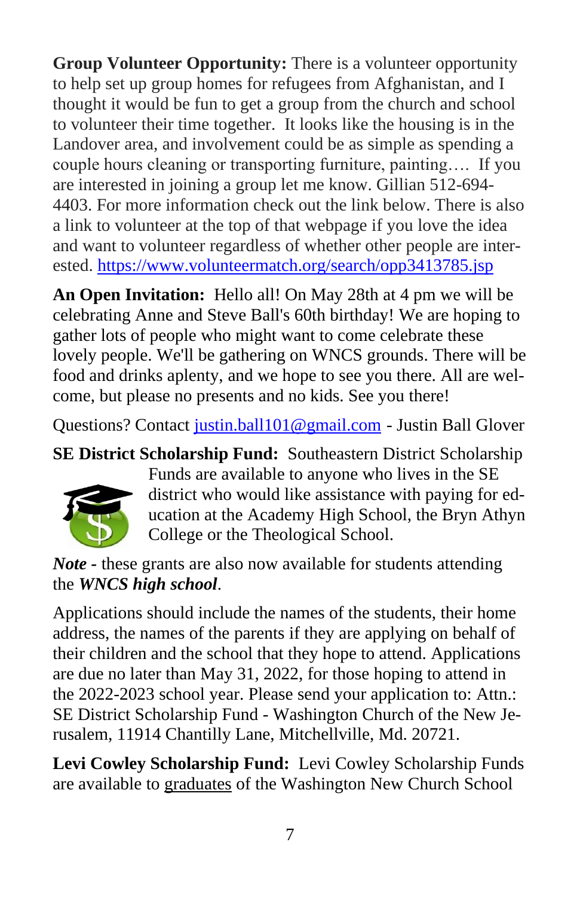**Group Volunteer Opportunity:** There is a volunteer opportunity to help set up group homes for refugees from Afghanistan, and I thought it would be fun to get a group from the church and school to volunteer their time together. It looks like the housing is in the Landover area, and involvement could be as simple as spending a couple hours cleaning or transporting furniture, painting…. If you are interested in joining a group let me know. Gillian 512-694-4403. For more information check out the link below. There is also a link to volunteer at the top of that webpage if you love the idea and want to volunteer regardless of whether other people are interested. https://www.volunteermatch.org/search/opp3413785.jsp

**An Open Invitation:** Hello all! On May 28th at 4 pm we will be celebrating Anne and Steve Ball's 60th birthday! We are hoping to gather lots of people who might want to come celebrate these lovely people. We'll be gathering on WNCS grounds. There will be food and drinks aplenty, and we hope to see you there. All are welcome, but please no presents and no kids. See you there!

Questions? Contact justin.ball101@gmail.com - Justin Ball Glover

**SE District Scholarship Fund:** Southeastern District Scholarship Funds are available to anyone who lives in the SE district who would like assistance with paying for education at the Academy High School, the Bryn Athyn College or the Theological School.

***Note*** **-** these grants are also now available for students attending the ***WNCS high school***.

Applications should include the names of the students, their home address, the names of the parents if they are applying on behalf of their children and the school that they hope to attend. Applications are due no later than May 31, 2022, for those hoping to attend in the 2022-2023 school year. Please send your application to: Attn.: SE District Scholarship Fund - Washington Church of the New Jerusalem, 11914 Chantilly Lane, Mitchellville, Md. 20721.

**Levi Cowley Scholarship Fund:** Levi Cowley Scholarship Funds are available to graduates of the Washington New Church School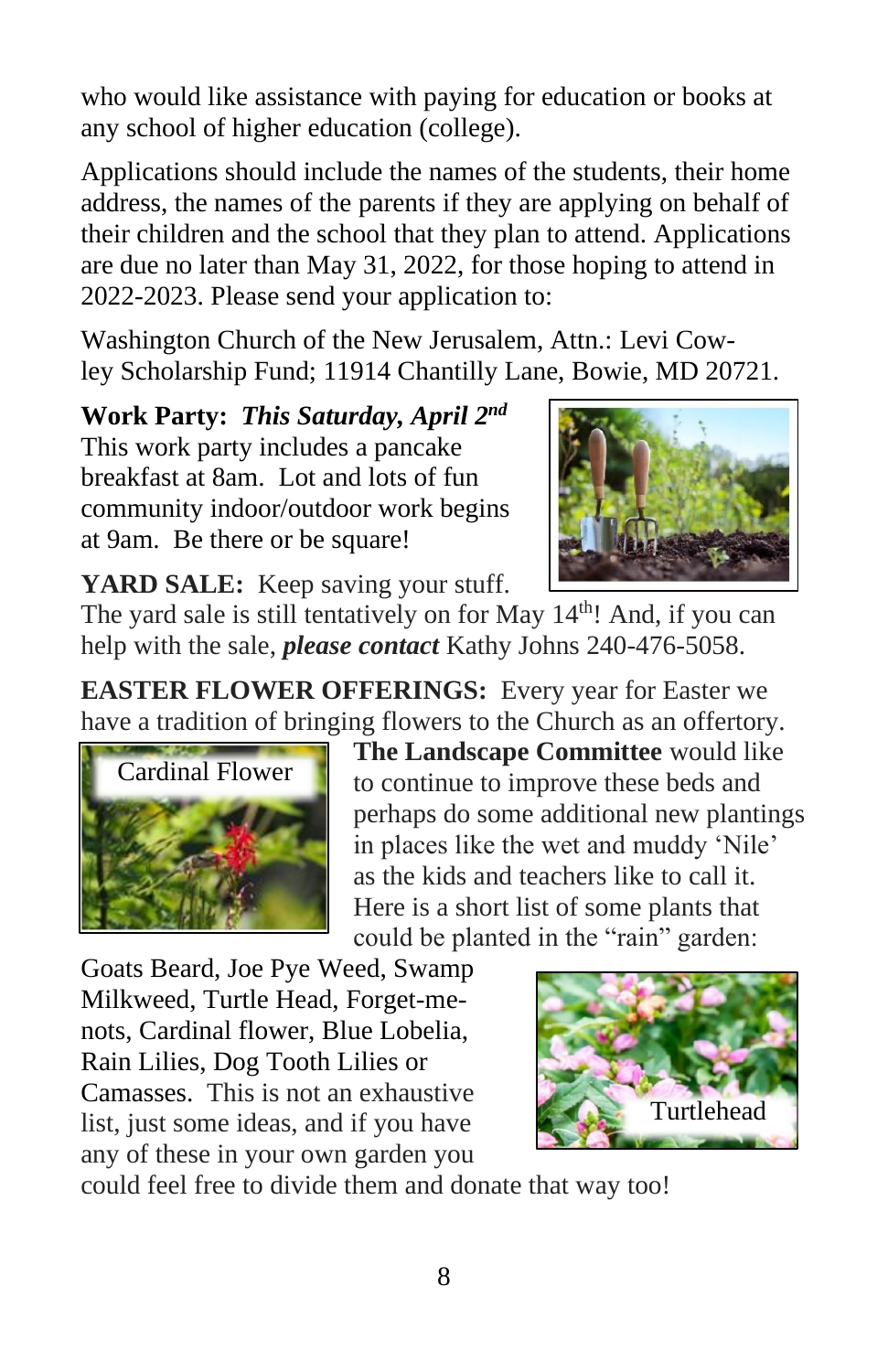who would like assistance with paying for education or books at any school of higher education (college).

Applications should include the names of the students, their home address, the names of the parents if they are applying on behalf of their children and the school that they plan to attend. Applications are due no later than May 31, 2022, for those hoping to attend in 2022-2023. Please send your application to:

Washington Church of the New Jerusalem, Attn.: Levi Cowley Scholarship Fund; 11914 Chantilly Lane, Bowie, MD 20721.

**Work Party:** ***This Saturday, April 2nd*** This work party includes a pancake breakfast at 8am. Lot and lots of fun community indoor/outdoor work begins at 9am. Be there or be square!

**YARD SALE:** Keep saving your stuff. The yard sale is still tentatively on for May 14th! And, if you can help with the sale, ***please contact*** Kathy Johns 240-476-5058.

**EASTER FLOWER OFFERINGS:** Every year for Easter we have a tradition of bringing flowers to the Church as an offertory.

Cardinal Flower

**The Landscape Committee** would like to continue to improve these beds and perhaps do some additional new plantings in places like the wet and muddy 'Nile' as the kids and teachers like to call it. Here is a short list of some plants that could be planted in the "rain" garden:

Goats Beard, Joe Pye Weed, Swamp Milkweed, Turtle Head, Forget-me-nots, Cardinal flower, Blue Lobelia, Rain Lilies, Dog Tooth Lilies or Camasses. This is not an exhaustive list, just some ideas, and if you have any of these in your own garden you could feel free to divide them and donate that way too!

Turtlehead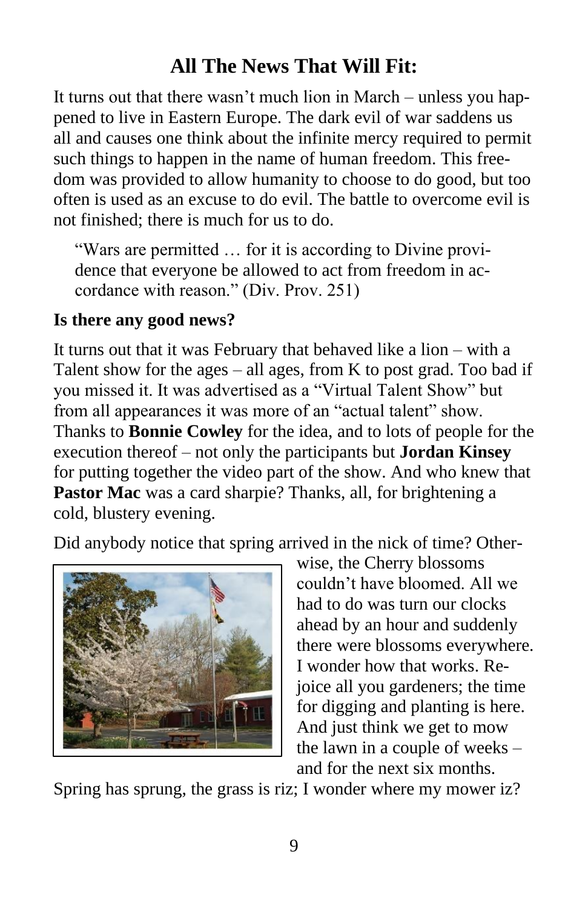## All The News That Will Fit:

It turns out that there wasn't much lion in March – unless you happened to live in Eastern Europe. The dark evil of war saddens us all and causes one think about the infinite mercy required to permit such things to happen in the name of human freedom. This freedom was provided to allow humanity to choose to do good, but too often is used as an excuse to do evil. The battle to overcome evil is not finished; there is much for us to do.

> "Wars are permitted … for it is according to Divine providence that everyone be allowed to act from freedom in accordance with reason." (Div. Prov. 251)

**Is there any good news?**

It turns out that it was February that behaved like a lion – with a Talent show for the ages – all ages, from K to post grad. Too bad if you missed it. It was advertised as a "Virtual Talent Show" but from all appearances it was more of an "actual talent" show. Thanks to **Bonnie Cowley** for the idea, and to lots of people for the execution thereof – not only the participants but **Jordan Kinsey** for putting together the video part of the show. And who knew that **Pastor Mac** was a card sharpie? Thanks, all, for brightening a cold, blustery evening.

Did anybody notice that spring arrived in the nick of time? Otherwise, the Cherry blossoms couldn't have bloomed. All we had to do was turn our clocks ahead by an hour and suddenly there were blossoms everywhere. I wonder how that works. Rejoice all you gardeners; the time for digging and planting is here. And just think we get to mow the lawn in a couple of weeks – and for the next six months.

Spring has sprung, the grass is riz; I wonder where my mower iz?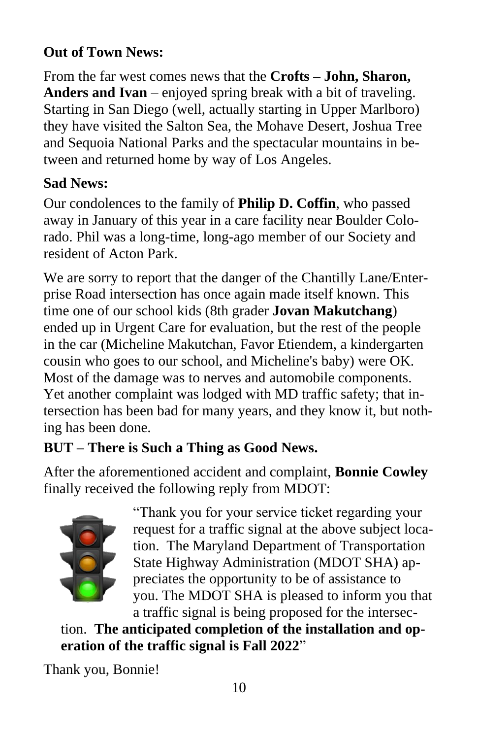**Out of Town News:**

From the far west comes news that the **Crofts – John, Sharon, Anders and Ivan** – enjoyed spring break with a bit of traveling. Starting in San Diego (well, actually starting in Upper Marlboro) they have visited the Salton Sea, the Mohave Desert, Joshua Tree and Sequoia National Parks and the spectacular mountains in between and returned home by way of Los Angeles.

**Sad News:**

Our condolences to the family of **Philip D. Coffin**, who passed away in January of this year in a care facility near Boulder Colorado. Phil was a long-time, long-ago member of our Society and resident of Acton Park.

We are sorry to report that the danger of the Chantilly Lane/Enterprise Road intersection has once again made itself known. This time one of our school kids (8th grader **Jovan Makutchang**) ended up in Urgent Care for evaluation, but the rest of the people in the car (Micheline Makutchan, Favor Etiendem, a kindergarten cousin who goes to our school, and Micheline's baby) were OK. Most of the damage was to nerves and automobile components. Yet another complaint was lodged with MD traffic safety; that intersection has been bad for many years, and they know it, but nothing has been done.

**BUT – There is Such a Thing as Good News.**

After the aforementioned accident and complaint, **Bonnie Cowley** finally received the following reply from MDOT:

> "Thank you for your service ticket regarding your request for a traffic signal at the above subject location. The Maryland Department of Transportation State Highway Administration (MDOT SHA) appreciates the opportunity to be of assistance to you. The MDOT SHA is pleased to inform you that a traffic signal is being proposed for the intersection. **The anticipated completion of the installation and operation of the traffic signal is Fall 2022**"

Thank you, Bonnie!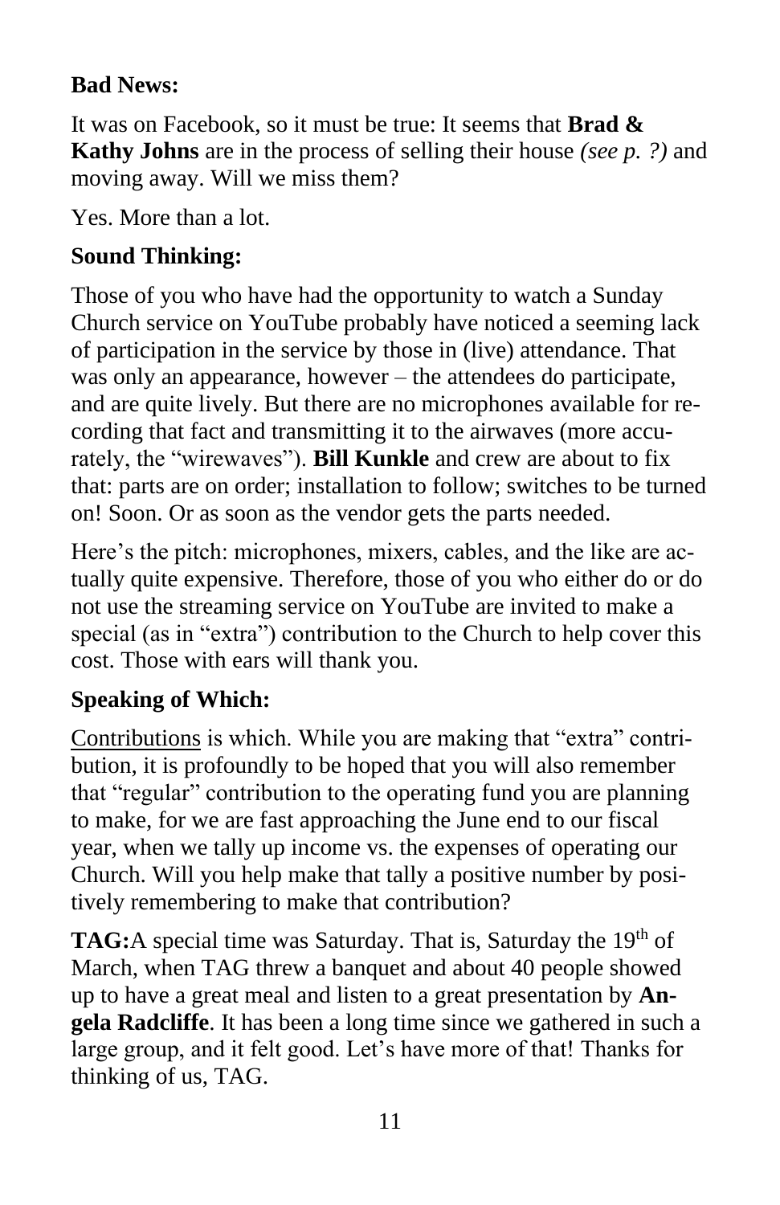**Bad News:**

It was on Facebook, so it must be true: It seems that **Brad & Kathy Johns** are in the process of selling their house *(see p. ?)* and moving away. Will we miss them?

Yes. More than a lot.

**Sound Thinking:**

Those of you who have had the opportunity to watch a Sunday Church service on YouTube probably have noticed a seeming lack of participation in the service by those in (live) attendance. That was only an appearance, however – the attendees do participate, and are quite lively. But there are no microphones available for recording that fact and transmitting it to the airwaves (more accurately, the "wirewaves"). **Bill Kunkle** and crew are about to fix that: parts are on order; installation to follow; switches to be turned on! Soon. Or as soon as the vendor gets the parts needed.

Here's the pitch: microphones, mixers, cables, and the like are actually quite expensive. Therefore, those of you who either do or do not use the streaming service on YouTube are invited to make a special (as in "extra") contribution to the Church to help cover this cost. Those with ears will thank you.

**Speaking of Which:**

Contributions is which. While you are making that "extra" contribution, it is profoundly to be hoped that you will also remember that "regular" contribution to the operating fund you are planning to make, for we are fast approaching the June end to our fiscal year, when we tally up income vs. the expenses of operating our Church. Will you help make that tally a positive number by positively remembering to make that contribution?

**TAG:**A special time was Saturday. That is, Saturday the 19th of March, when TAG threw a banquet and about 40 people showed up to have a great meal and listen to a great presentation by **Angela Radcliffe**. It has been a long time since we gathered in such a large group, and it felt good. Let's have more of that! Thanks for thinking of us, TAG.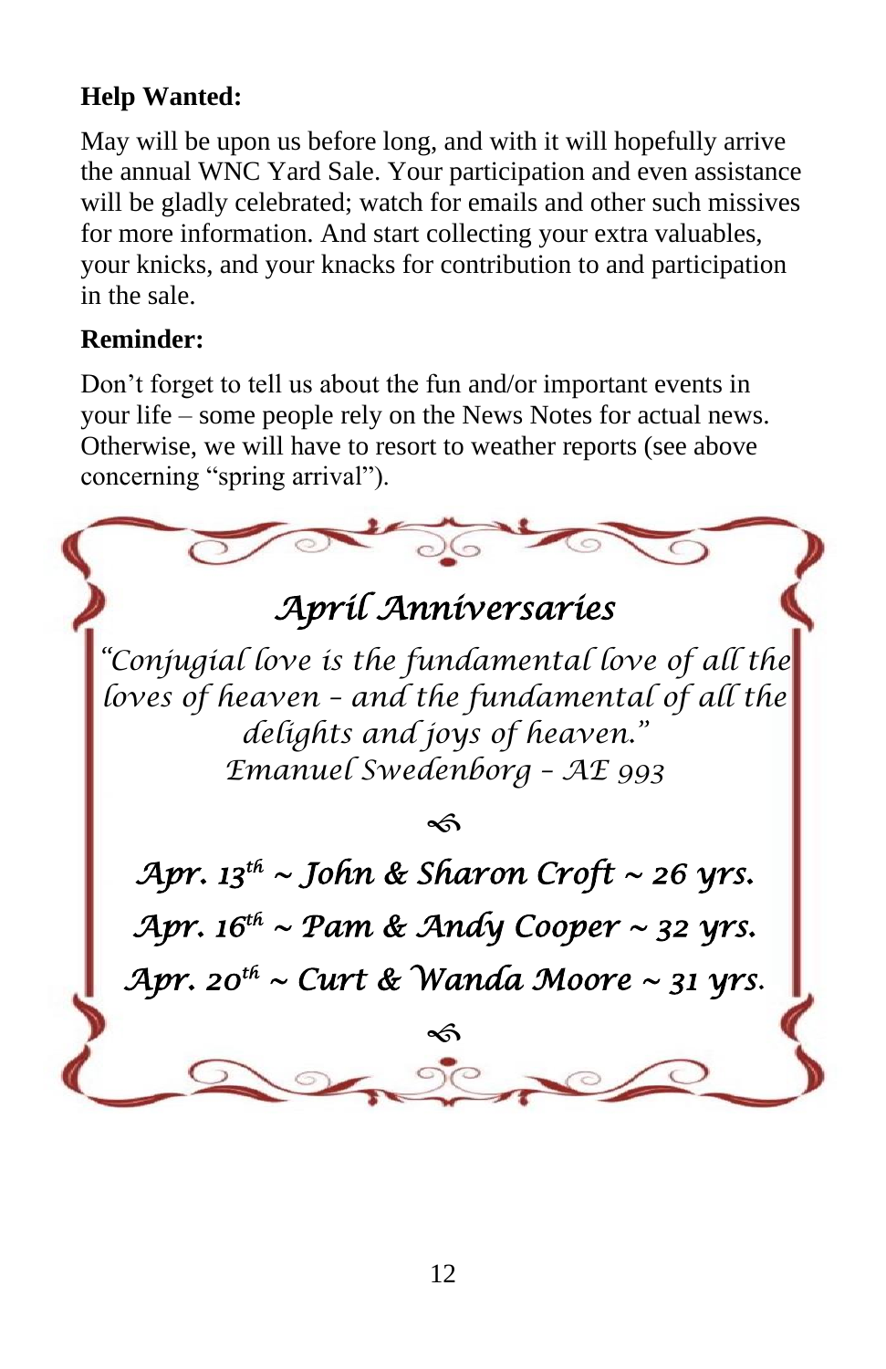**Help Wanted:**

May will be upon us before long, and with it will hopefully arrive the annual WNC Yard Sale. Your participation and even assistance will be gladly celebrated; watch for emails and other such missives for more information. And start collecting your extra valuables, your knicks, and your knacks for contribution to and participation in the sale.

**Reminder:**

Don't forget to tell us about the fun and/or important events in your life – some people rely on the News Notes for actual news. Otherwise, we will have to resort to weather reports (see above concerning "spring arrival").

## *April Anniversaries*

*"Conjugial love is the fundamental love of all the loves of heaven – and the fundamental of all the delights and joys of heaven."*
*Emanuel Swedenborg – AE 993*

*Apr. 13th ~ John & Sharon Croft ~ 26 yrs.*

*Apr. 16th ~ Pam & Andy Cooper ~ 32 yrs.*

*Apr. 20th ~ Curt & Wanda Moore ~ 31 yrs.*